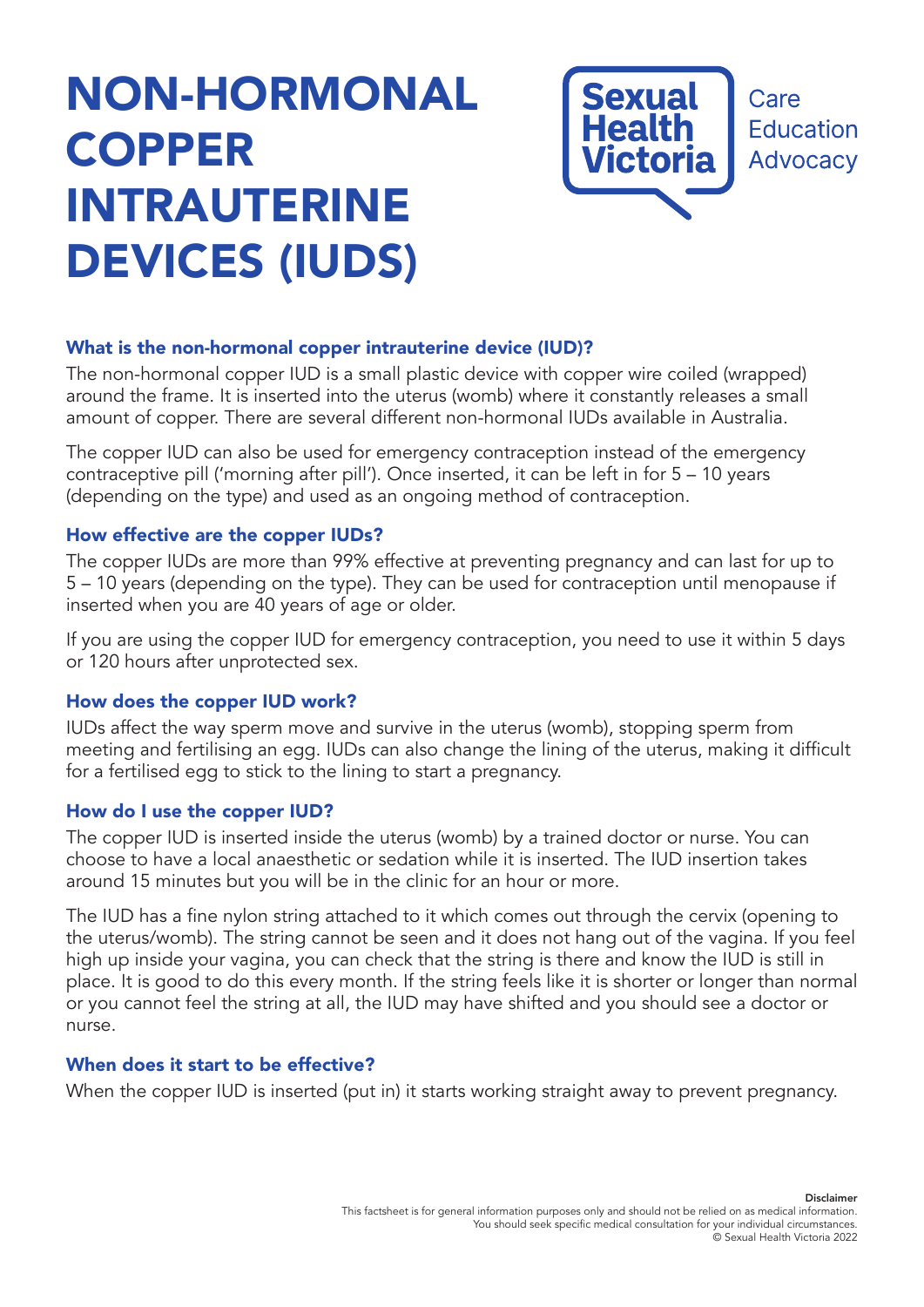# NON-HORMONAL COPPER INTRAUTERINE DEVICES (IUDS)

Sexual Health Victoria

Care
Education
Advocacy

### What is the non-hormonal copper intrauterine device (IUD)?

The non-hormonal copper IUD is a small plastic device with copper wire coiled (wrapped) around the frame. It is inserted into the uterus (womb) where it constantly releases a small amount of copper. There are several different non-hormonal IUDs available in Australia.

The copper IUD can also be used for emergency contraception instead of the emergency contraceptive pill ('morning after pill'). Once inserted, it can be left in for 5 – 10 years (depending on the type) and used as an ongoing method of contraception.

### How effective are the copper IUDs?

The copper IUDs are more than 99% effective at preventing pregnancy and can last for up to 5 – 10 years (depending on the type). They can be used for contraception until menopause if inserted when you are 40 years of age or older.

If you are using the copper IUD for emergency contraception, you need to use it within 5 days or 120 hours after unprotected sex.

### How does the copper IUD work?

IUDs affect the way sperm move and survive in the uterus (womb), stopping sperm from meeting and fertilising an egg. IUDs can also change the lining of the uterus, making it difficult for a fertilised egg to stick to the lining to start a pregnancy.

### How do I use the copper IUD?

The copper IUD is inserted inside the uterus (womb) by a trained doctor or nurse. You can choose to have a local anaesthetic or sedation while it is inserted. The IUD insertion takes around 15 minutes but you will be in the clinic for an hour or more.

The IUD has a fine nylon string attached to it which comes out through the cervix (opening to the uterus/womb). The string cannot be seen and it does not hang out of the vagina. If you feel high up inside your vagina, you can check that the string is there and know the IUD is still in place. It is good to do this every month. If the string feels like it is shorter or longer than normal or you cannot feel the string at all, the IUD may have shifted and you should see a doctor or nurse.

### When does it start to be effective?

When the copper IUD is inserted (put in) it starts working straight away to prevent pregnancy.

**Disclaimer**
This factsheet is for general information purposes only and should not be relied on as medical information. You should seek specific medical consultation for your individual circumstances.
© Sexual Health Victoria 2022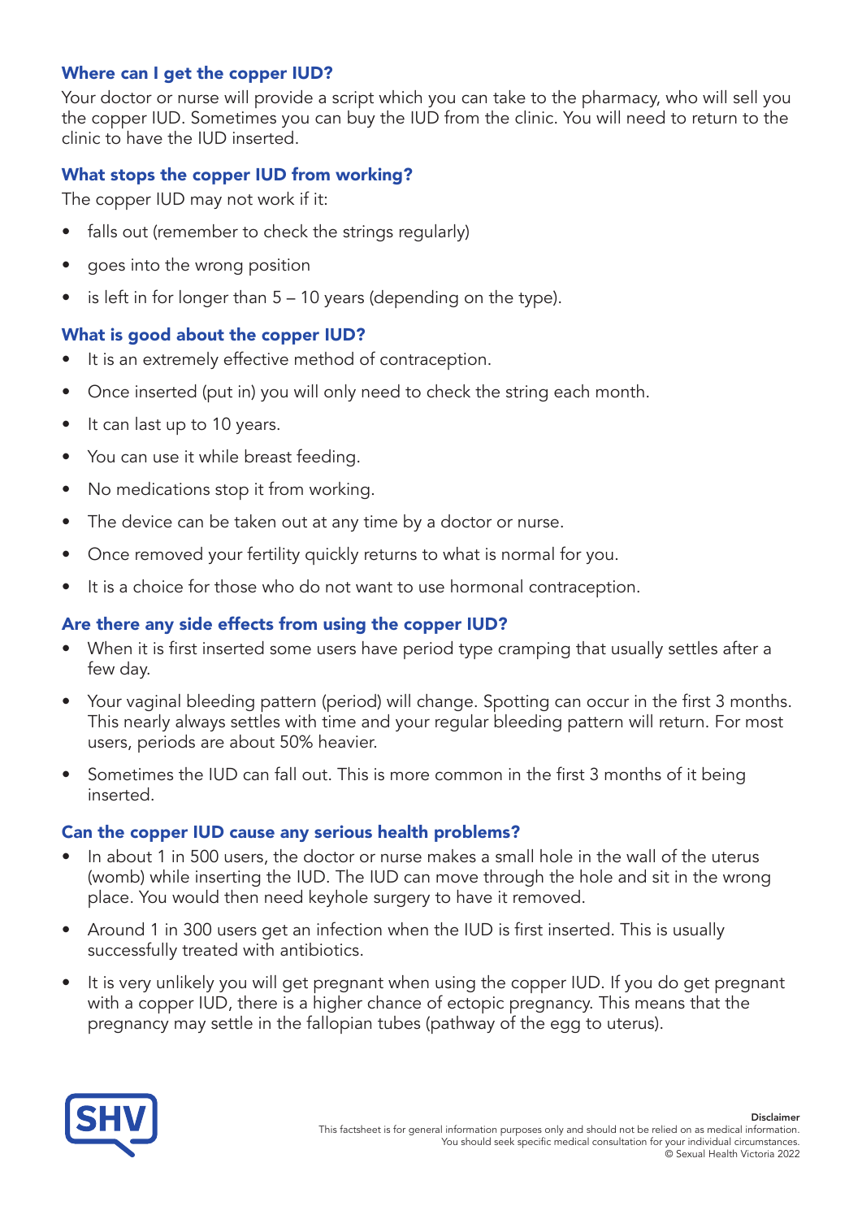## Where can I get the copper IUD?

Your doctor or nurse will provide a script which you can take to the pharmacy, who will sell you the copper IUD. Sometimes you can buy the IUD from the clinic. You will need to return to the clinic to have the IUD inserted.

## What stops the copper IUD from working?

The copper IUD may not work if it:

- falls out (remember to check the strings regularly)
- goes into the wrong position
- is left in for longer than 5 – 10 years (depending on the type).

## What is good about the copper IUD?

- It is an extremely effective method of contraception.
- Once inserted (put in) you will only need to check the string each month.
- It can last up to 10 years.
- You can use it while breast feeding.
- No medications stop it from working.
- The device can be taken out at any time by a doctor or nurse.
- Once removed your fertility quickly returns to what is normal for you.
- It is a choice for those who do not want to use hormonal contraception.

## Are there any side effects from using the copper IUD?

- When it is first inserted some users have period type cramping that usually settles after a few day.
- Your vaginal bleeding pattern (period) will change. Spotting can occur in the first 3 months. This nearly always settles with time and your regular bleeding pattern will return. For most users, periods are about 50% heavier.
- Sometimes the IUD can fall out. This is more common in the first 3 months of it being inserted.

## Can the copper IUD cause any serious health problems?

- In about 1 in 500 users, the doctor or nurse makes a small hole in the wall of the uterus (womb) while inserting the IUD. The IUD can move through the hole and sit in the wrong place. You would then need keyhole surgery to have it removed.
- Around 1 in 300 users get an infection when the IUD is first inserted. This is usually successfully treated with antibiotics.
- It is very unlikely you will get pregnant when using the copper IUD. If you do get pregnant with a copper IUD, there is a higher chance of ectopic pregnancy. This means that the pregnancy may settle in the fallopian tubes (pathway of the egg to uterus).

**Disclaimer**
This factsheet is for general information purposes only and should not be relied on as medical information. You should seek specific medical consultation for your individual circumstances.
© Sexual Health Victoria 2022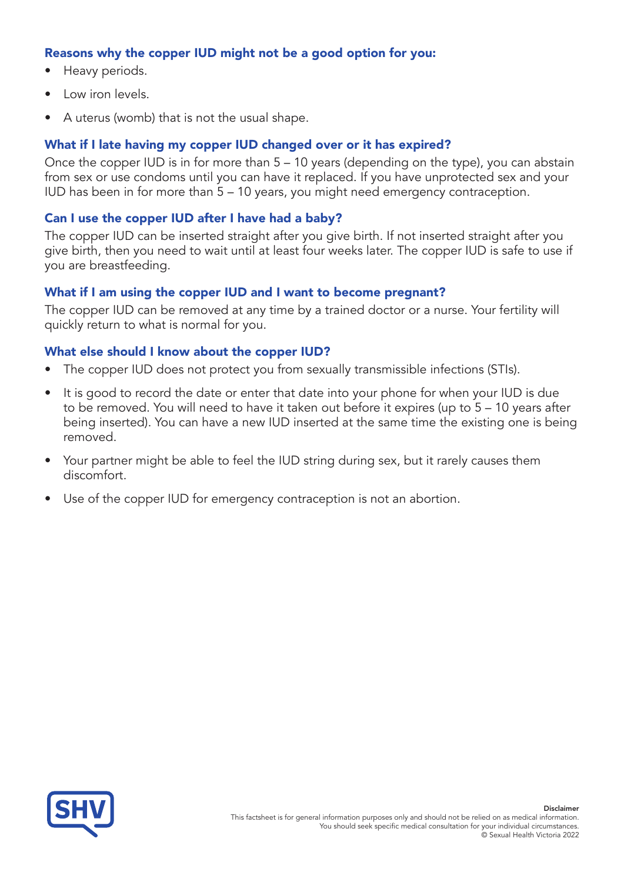### Reasons why the copper IUD might not be a good option for you:

- Heavy periods.
- Low iron levels.
- A uterus (womb) that is not the usual shape.

### What if I late having my copper IUD changed over or it has expired?

Once the copper IUD is in for more than 5 – 10 years (depending on the type), you can abstain from sex or use condoms until you can have it replaced. If you have unprotected sex and your IUD has been in for more than 5 – 10 years, you might need emergency contraception.

### Can I use the copper IUD after I have had a baby?

The copper IUD can be inserted straight after you give birth. If not inserted straight after you give birth, then you need to wait until at least four weeks later. The copper IUD is safe to use if you are breastfeeding.

### What if I am using the copper IUD and I want to become pregnant?

The copper IUD can be removed at any time by a trained doctor or a nurse. Your fertility will quickly return to what is normal for you.

### What else should I know about the copper IUD?

- The copper IUD does not protect you from sexually transmissible infections (STIs).
- It is good to record the date or enter that date into your phone for when your IUD is due to be removed. You will need to have it taken out before it expires (up to 5 – 10 years after being inserted). You can have a new IUD inserted at the same time the existing one is being removed.
- Your partner might be able to feel the IUD string during sex, but it rarely causes them discomfort.
- Use of the copper IUD for emergency contraception is not an abortion.

SHV

**Disclaimer**
This factsheet is for general information purposes only and should not be relied on as medical information.
You should seek specific medical consultation for your individual circumstances.
© Sexual Health Victoria 2022